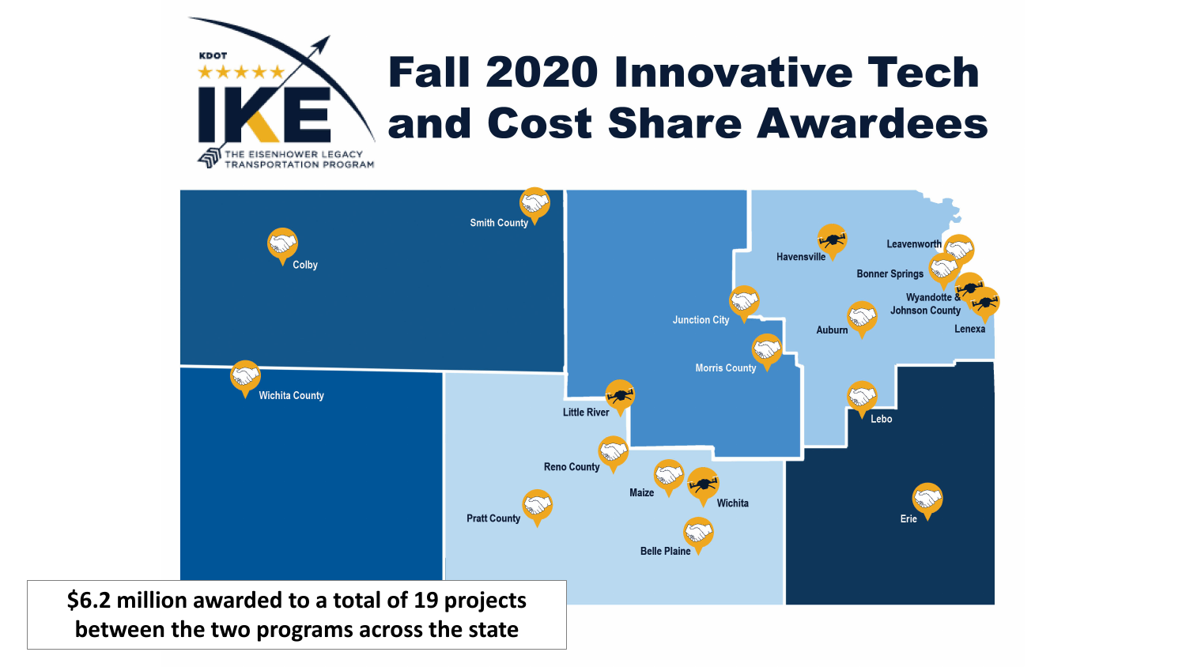KDOT

IKE

THE EISENHOWER LEGACY TRANSPORTATION PROGRAM

# Fall 2020 Innovative Tech and Cost Share Awardees

Smith County

Colby

Wichita County

Havensville

Leavenworth

Bonner Springs

Wyandotte & Johnson County

Lenexa

Junction City

Auburn

Morris County

Little River

Lebo

Reno County

Maize

Wichita

Pratt County

Belle Plaine

Erie

**$6.2 million awarded to a total of 19 projects between the two programs across the state**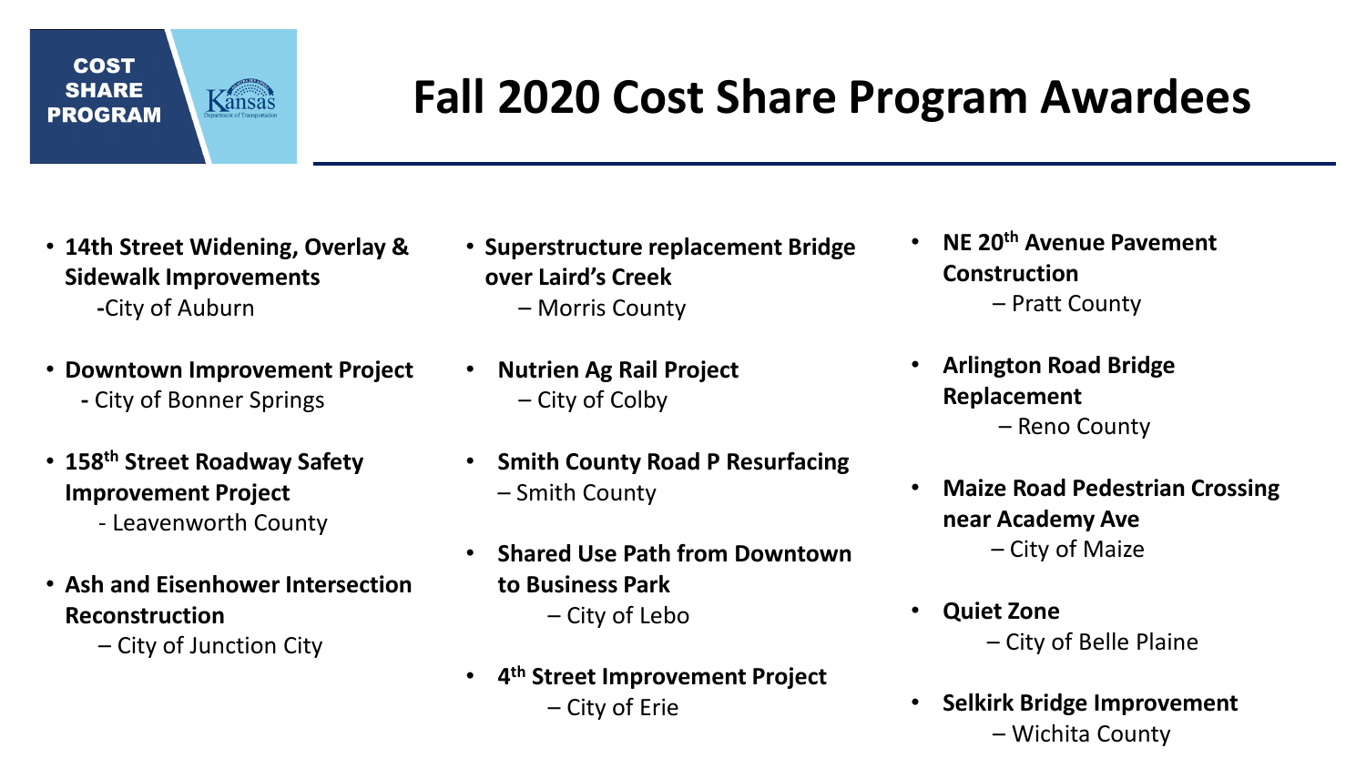COST SHARE PROGRAM

# Fall 2020 Cost Share Program Awardees

- **14th Street Widening, Overlay & Sidewalk Improvements**
  -City of Auburn
- **Downtown Improvement Project**
  - City of Bonner Springs
- **158th Street Roadway Safety Improvement Project**
  - Leavenworth County
- **Ash and Eisenhower Intersection Reconstruction**
  – City of Junction City
- **Superstructure replacement Bridge over Laird's Creek**
  – Morris County
- **Nutrien Ag Rail Project**
  – City of Colby
- **Smith County Road P Resurfacing**
  – Smith County
- **Shared Use Path from Downtown to Business Park**
  – City of Lebo
- **4th Street Improvement Project**
  – City of Erie
- **NE 20th Avenue Pavement Construction**
  – Pratt County
- **Arlington Road Bridge Replacement**
  – Reno County
- **Maize Road Pedestrian Crossing near Academy Ave**
  – City of Maize
- **Quiet Zone**
  – City of Belle Plaine
- **Selkirk Bridge Improvement**
  – Wichita County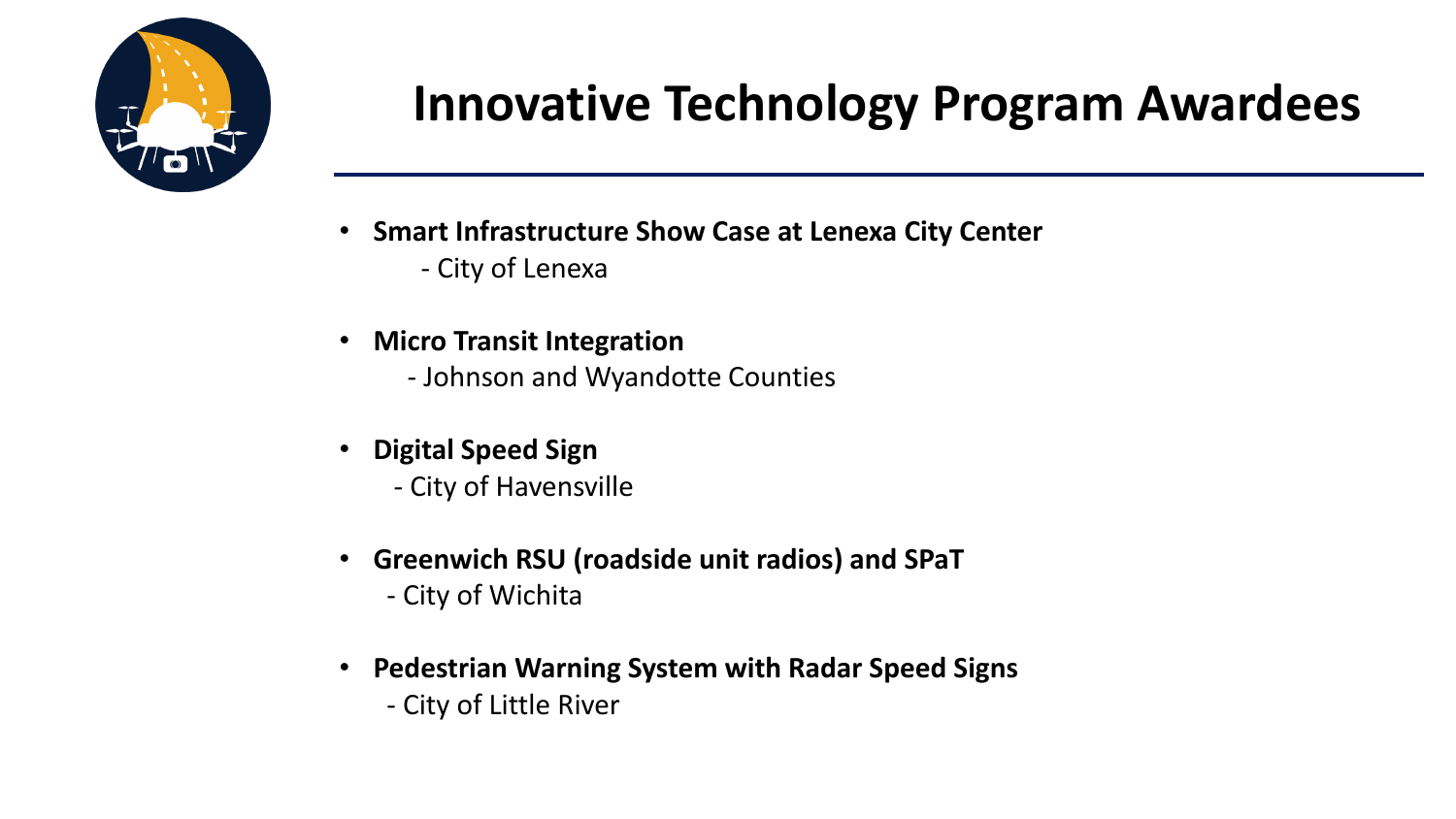# Innovative Technology Program Awardees

- **Smart Infrastructure Show Case at Lenexa City Center**
  - City of Lenexa
- **Micro Transit Integration**
  - Johnson and Wyandotte Counties
- **Digital Speed Sign**
  - City of Havensville
- **Greenwich RSU (roadside unit radios) and SPaT**
  - City of Wichita
- **Pedestrian Warning System with Radar Speed Signs**
  - City of Little River